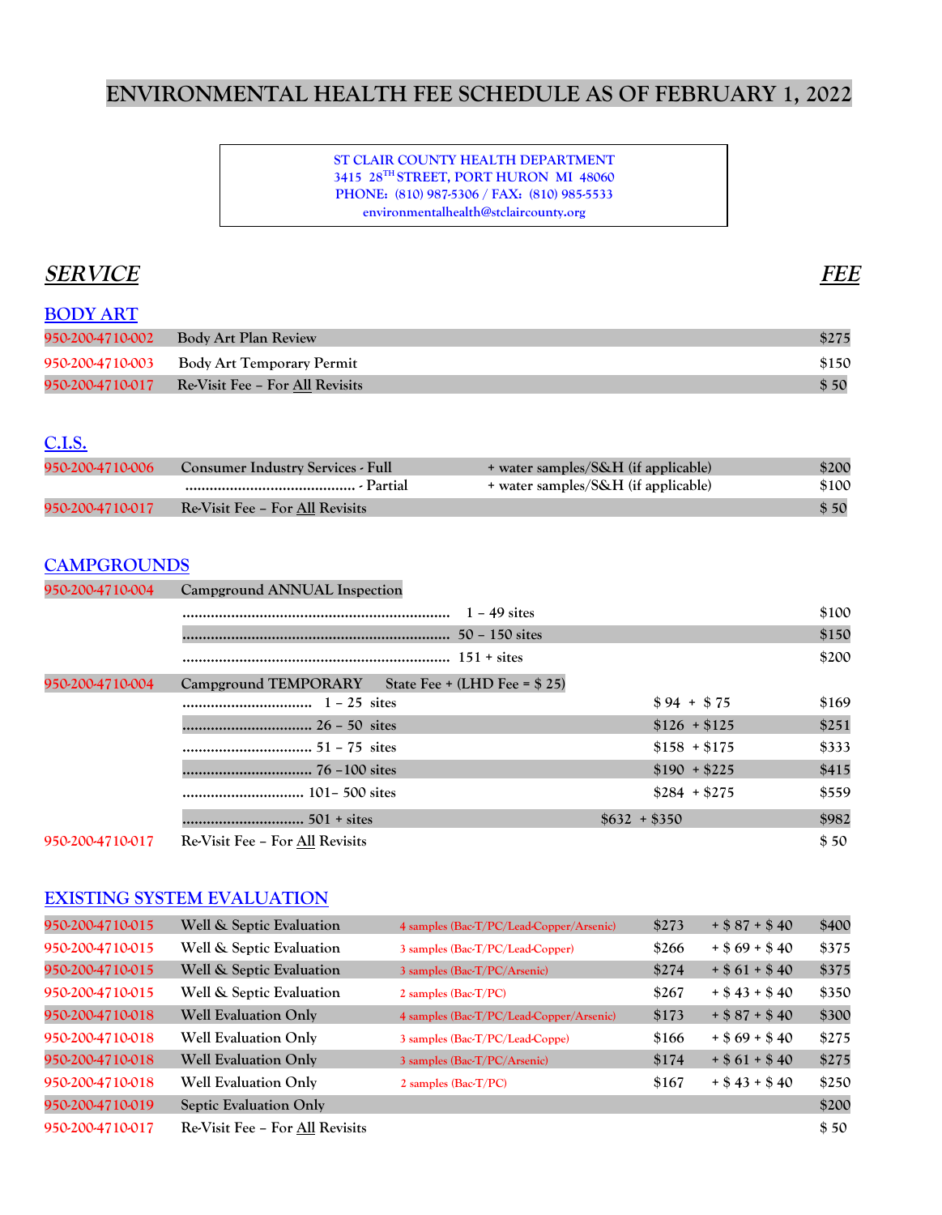# ENVIRONMENTAL HEALTH FEE SCHEDULE AS OF FEBRUARY 1, 2022

**ST CLAIR COUNTY HEALTH DEPARTMENT**
**3415 28TH STREET, PORT HURON MI 48060**
**PHONE: (810) 987-5306 / FAX: (810) 985-5533**
**environmentalhealth@stclaircounty.org**

***SERVICE*** — ***FEE***

## BODY ART

| Code | Service | Fee |
|---|---|---|
| 950-200-4710-002 | Body Art Plan Review | $275 |
| 950-200-4710-003 | Body Art Temporary Permit | $150 |
| 950-200-4710-017 | Re-Visit Fee – For All Revisits | $ 50 |

## C.I.S.

| Code | Service | | Fee |
|---|---|---|---|
| 950-200-4710-006 | Consumer Industry Services - Full | + water samples/S&H (if applicable) | $200 |
| | ........................................... - Partial | + water samples/S&H (if applicable) | $100 |
| 950-200-4710-017 | Re-Visit Fee – For All Revisits | | $ 50 |

## CAMPGROUNDS

| Code | Service | | Fee |
|---|---|---|---|
| 950-200-4710-004 | Campground ANNUAL Inspection | | |
| | ........................................ 1 – 49 sites | | $100 |
| | ........................................ 50 – 150 sites | | $150 |
| | ........................................ 151 + sites | | $200 |
| 950-200-4710-004 | Campground TEMPORARY State Fee + (LHD Fee = $ 25) | | |
| | ................................ 1 – 25 sites | $ 94 + $ 75 | $169 |
| | ................................ 26 – 50 sites | $126 + $125 | $251 |
| | ................................ 51 – 75 sites | $158 + $175 | $333 |
| | ................................ 76 –100 sites | $190 + $225 | $415 |
| | .............................. 101– 500 sites | $284 + $275 | $559 |
| | .............................. 501 + sites | $632 + $350 | $982 |
| 950-200-4710-017 | Re-Visit Fee – For All Revisits | | $ 50 |

## EXISTING SYSTEM EVALUATION

| Code | Service | Samples | | | Fee |
|---|---|---|---|---|---|
| 950-200-4710-015 | Well & Septic Evaluation | 4 samples (Bac-T/PC/Lead-Copper/Arsenic) | $273 | + $ 87 + $ 40 | $400 |
| 950-200-4710-015 | Well & Septic Evaluation | 3 samples (Bac-T/PC/Lead-Copper) | $266 | + $ 69 + $ 40 | $375 |
| 950-200-4710-015 | Well & Septic Evaluation | 3 samples (Bac-T/PC/Arsenic) | $274 | + $ 61 + $ 40 | $375 |
| 950-200-4710-015 | Well & Septic Evaluation | 2 samples (Bac-T/PC) | $267 | + $ 43 + $ 40 | $350 |
| 950-200-4710-018 | Well Evaluation Only | 4 samples (Bac-T/PC/Lead-Copper/Arsenic) | $173 | + $ 87 + $ 40 | $300 |
| 950-200-4710-018 | Well Evaluation Only | 3 samples (Bac-T/PC/Lead-Coppe) | $166 | + $ 69 + $ 40 | $275 |
| 950-200-4710-018 | Well Evaluation Only | 3 samples (Bac-T/PC/Arsenic) | $174 | + $ 61 + $ 40 | $275 |
| 950-200-4710-018 | Well Evaluation Only | 2 samples (Bac-T/PC) | $167 | + $ 43 + $ 40 | $250 |
| 950-200-4710-019 | Septic Evaluation Only | | | | $200 |
| 950-200-4710-017 | Re-Visit Fee – For All Revisits | | | | $ 50 |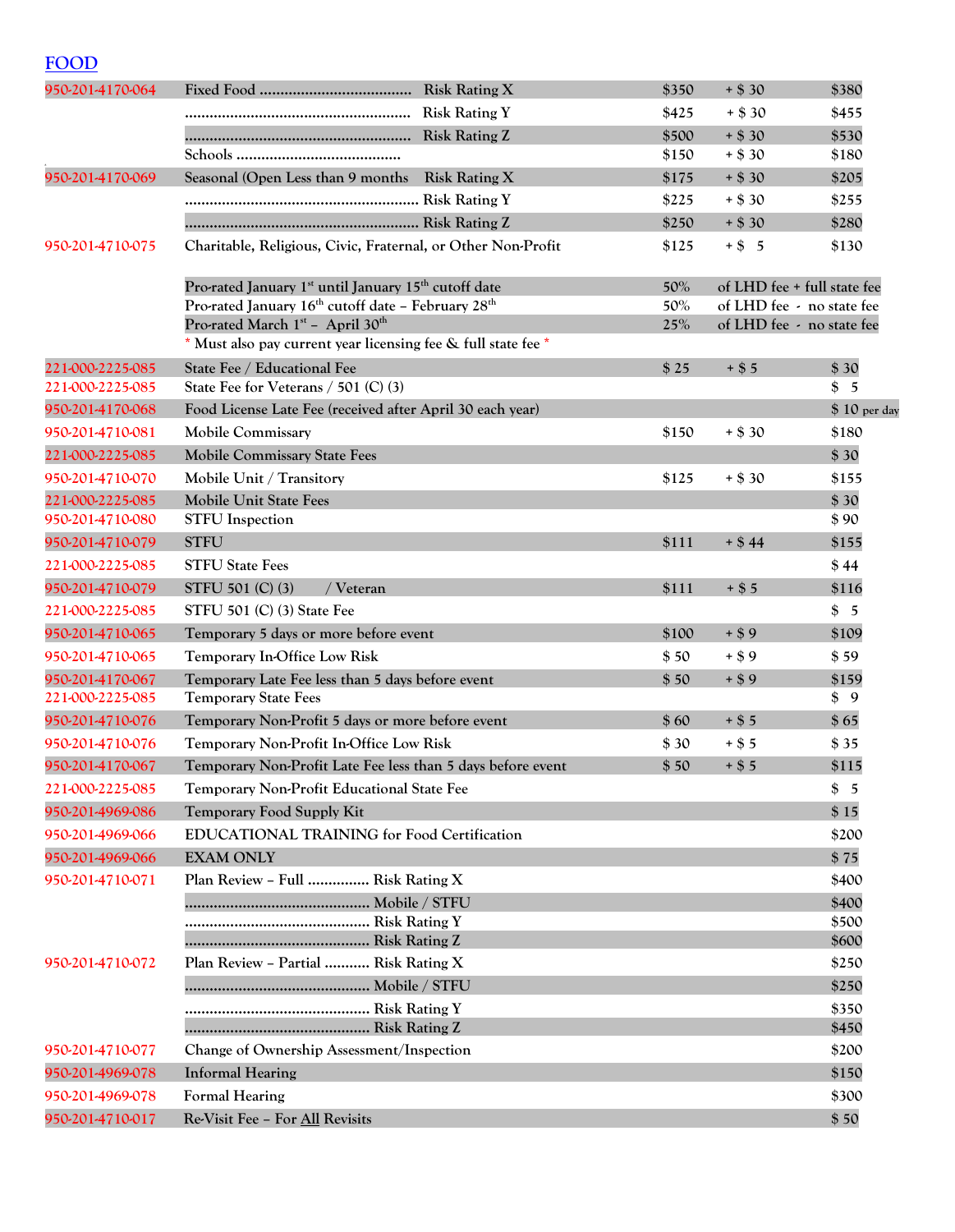## FOOD

| Account | Description | Rating | LHD Fee | State Fee | Total |
|---|---|---|---|---|---|
| 950-201-4170-064 | Fixed Food ..................................... | Risk Rating X | $350 | + $ 30 | $380 |
| | ....................................................... | Risk Rating Y | $425 | + $ 30 | $455 |
| | ....................................................... | Risk Rating Z | $500 | + $ 30 | $530 |
| | Schools ........................................ | | $150 | + $ 30 | $180 |
| 950-201-4170-069 | Seasonal (Open Less than 9 months | Risk Rating X | $175 | + $ 30 | $205 |
| | ......................................................... | Risk Rating Y | $225 | + $ 30 | $255 |
| | ......................................................... | Risk Rating Z | $250 | + $ 30 | $280 |
| 950-201-4710-075 | Charitable, Religious, Civic, Fraternal, or Other Non-Profit | | $125 | + $ 5 | $130 |
| | Pro-rated January 1st until January 15th cutoff date | | 50% | of LHD fee + full state fee | |
| | Pro-rated January 16th cutoff date – February 28th | | 50% | of LHD fee - no state fee | |
| | Pro-rated March 1st – April 30th | | 25% | of LHD fee - no state fee | |
| | * Must also pay current year licensing fee & full state fee * | | | | |
| 221-000-2225-085 | State Fee / Educational Fee | | $ 25 | + $ 5 | $ 30 |
| 221-000-2225-085 | State Fee for Veterans / 501 (C) (3) | | | | $ 5 |
| 950-201-4170-068 | Food License Late Fee (received after April 30 each year) | | | | $ 10 per day |
| 950-201-4710-081 | Mobile Commissary | | $150 | + $ 30 | $180 |
| 221-000-2225-085 | Mobile Commissary State Fees | | | | $ 30 |
| 950-201-4710-070 | Mobile Unit / Transitory | | $125 | + $ 30 | $155 |
| 221-000-2225-085 | Mobile Unit State Fees | | | | $ 30 |
| 950-201-4710-080 | STFU Inspection | | | | $ 90 |
| 950-201-4710-079 | STFU | | $111 | + $ 44 | $155 |
| 221-000-2225-085 | STFU State Fees | | | | $ 44 |
| 950-201-4710-079 | STFU 501 (C) (3) / Veteran | | $111 | + $ 5 | $116 |
| 221-000-2225-085 | STFU 501 (C) (3) State Fee | | | | $ 5 |
| 950-201-4710-065 | Temporary 5 days or more before event | | $100 | + $ 9 | $109 |
| 950-201-4710-065 | Temporary In-Office Low Risk | | $ 50 | + $ 9 | $ 59 |
| 950-201-4170-067 | Temporary Late Fee less than 5 days before event | | $ 50 | + $ 9 | $159 |
| 221-000-2225-085 | Temporary State Fees | | | | $ 9 |
| 950-201-4710-076 | Temporary Non-Profit 5 days or more before event | | $ 60 | + $ 5 | $ 65 |
| 950-201-4710-076 | Temporary Non-Profit In-Office Low Risk | | $ 30 | + $ 5 | $ 35 |
| 950-201-4170-067 | Temporary Non-Profit Late Fee less than 5 days before event | | $ 50 | + $ 5 | $115 |
| 221-000-2225-085 | Temporary Non-Profit Educational State Fee | | | | $ 5 |
| 950-201-4969-086 | Temporary Food Supply Kit | | | | $ 15 |
| 950-201-4969-066 | EDUCATIONAL TRAINING for Food Certification | | | | $200 |
| 950-201-4969-066 | EXAM ONLY | | | | $ 75 |
| 950-201-4710-071 | Plan Review – Full ............... | Risk Rating X | | | $400 |
| | ............................................. | Mobile / STFU | | | $400 |
| | ............................................. | Risk Rating Y | | | $500 |
| | ............................................. | Risk Rating Z | | | $600 |
| 950-201-4710-072 | Plan Review – Partial ........... | Risk Rating X | | | $250 |
| | ............................................. | Mobile / STFU | | | $250 |
| | ............................................. | Risk Rating Y | | | $350 |
| | ............................................. | Risk Rating Z | | | $450 |
| 950-201-4710-077 | Change of Ownership Assessment/Inspection | | | | $200 |
| 950-201-4969-078 | Informal Hearing | | | | $150 |
| 950-201-4969-078 | Formal Hearing | | | | $300 |
| 950-201-4710-017 | Re-Visit Fee – For All Revisits | | | | $ 50 |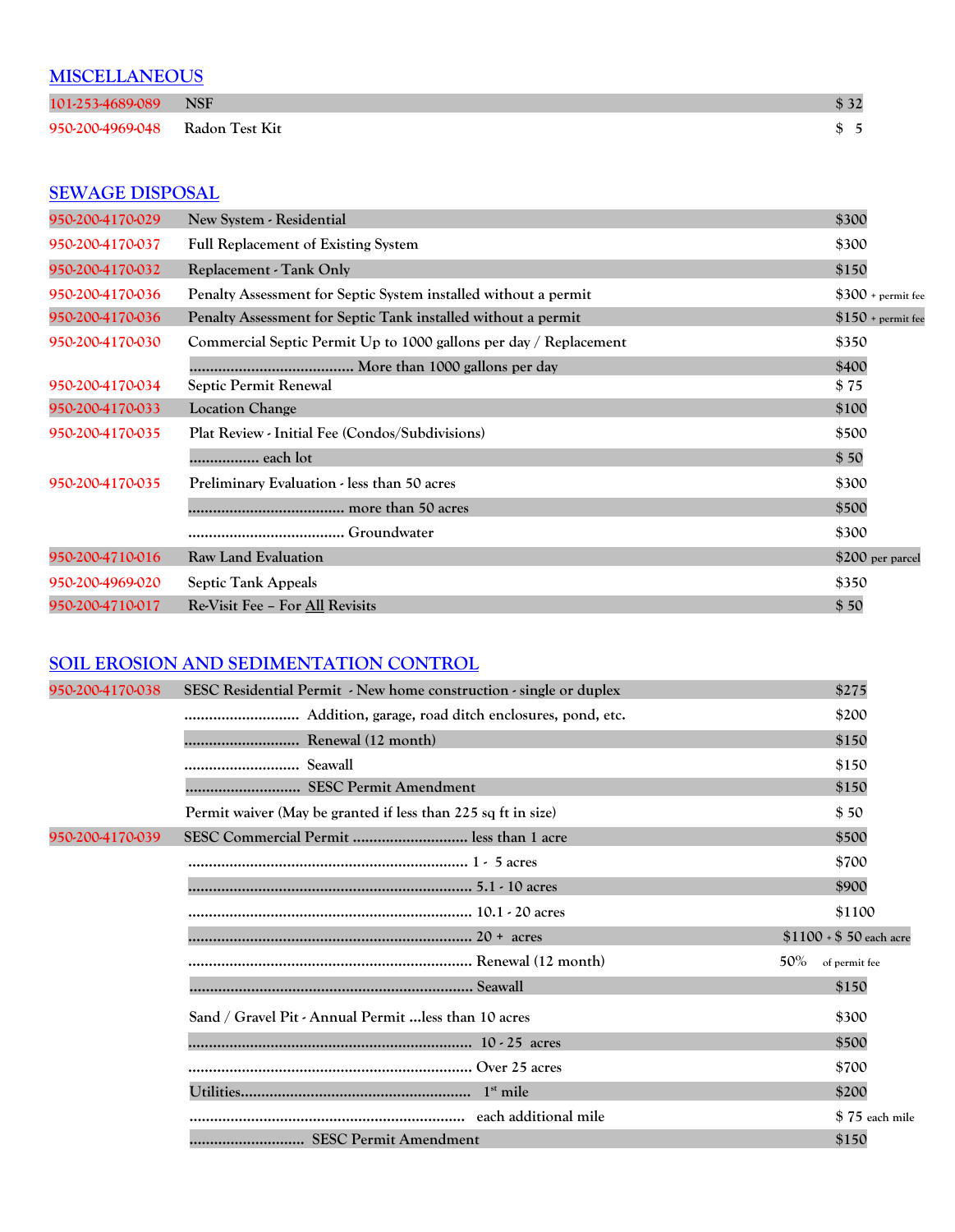## MISCELLANEOUS

| | | |
|---|---|---|
| 101-253-4689-089 | NSF | $ 32 |
| 950-200-4969-048 | Radon Test Kit | $ 5 |

## SEWAGE DISPOSAL

| | | |
|---|---|---|
| 950-200-4170-029 | New System - Residential | $300 |
| 950-200-4170-037 | Full Replacement of Existing System | $300 |
| 950-200-4170-032 | Replacement - Tank Only | $150 |
| 950-200-4170-036 | Penalty Assessment for Septic System installed without a permit | $300 + permit fee |
| 950-200-4170-036 | Penalty Assessment for Septic Tank installed without a permit | $150 + permit fee |
| 950-200-4170-030 | Commercial Septic Permit Up to 1000 gallons per day / Replacement | $350 |
| | ........................................ More than 1000 gallons per day | $400 |
| 950-200-4170-034 | Septic Permit Renewal | $ 75 |
| 950-200-4170-033 | Location Change | $100 |
| 950-200-4170-035 | Plat Review - Initial Fee (Condos/Subdivisions) | $500 |
| | ................ each lot | $ 50 |
| 950-200-4170-035 | Preliminary Evaluation - less than 50 acres | $300 |
| | ...................................... more than 50 acres | $500 |
| | ...................................... Groundwater | $300 |
| 950-200-4710-016 | Raw Land Evaluation | $200 per parcel |
| 950-200-4969-020 | Septic Tank Appeals | $350 |
| 950-200-4710-017 | Re-Visit Fee – For All Revisits | $ 50 |

## SOIL EROSION AND SEDIMENTATION CONTROL

| | | |
|---|---|---|
| 950-200-4170-038 | SESC Residential Permit - New home construction - single or duplex | $275 |
| | ........................... Addition, garage, road ditch enclosures, pond, etc. | $200 |
| | ........................... Renewal (12 month) | $150 |
| | ........................... Seawall | $150 |
| | ........................... SESC Permit Amendment | $150 |
| | Permit waiver (May be granted if less than 225 sq ft in size) | $ 50 |
| 950-200-4170-039 | SESC Commercial Permit ........................... less than 1 acre | $500 |
| | .................................................................... 1 - 5 acres | $700 |
| | .................................................................... 5.1 - 10 acres | $900 |
| | .................................................................... 10.1 - 20 acres | $1100 |
| | .................................................................... 20 + acres | $1100 + $ 50 each acre |
| | .................................................................... Renewal (12 month) | 50% of permit fee |
| | .................................................................... Seawall | $150 |
| | Sand / Gravel Pit - Annual Permit ...less than 10 acres | $300 |
| | .................................................................... 10 - 25 acres | $500 |
| | .................................................................... Over 25 acres | $700 |
| | Utilities....................................................... 1st mile | $200 |
| | .................................................................... each additional mile | $ 75 each mile |
| | ........................... SESC Permit Amendment | $150 |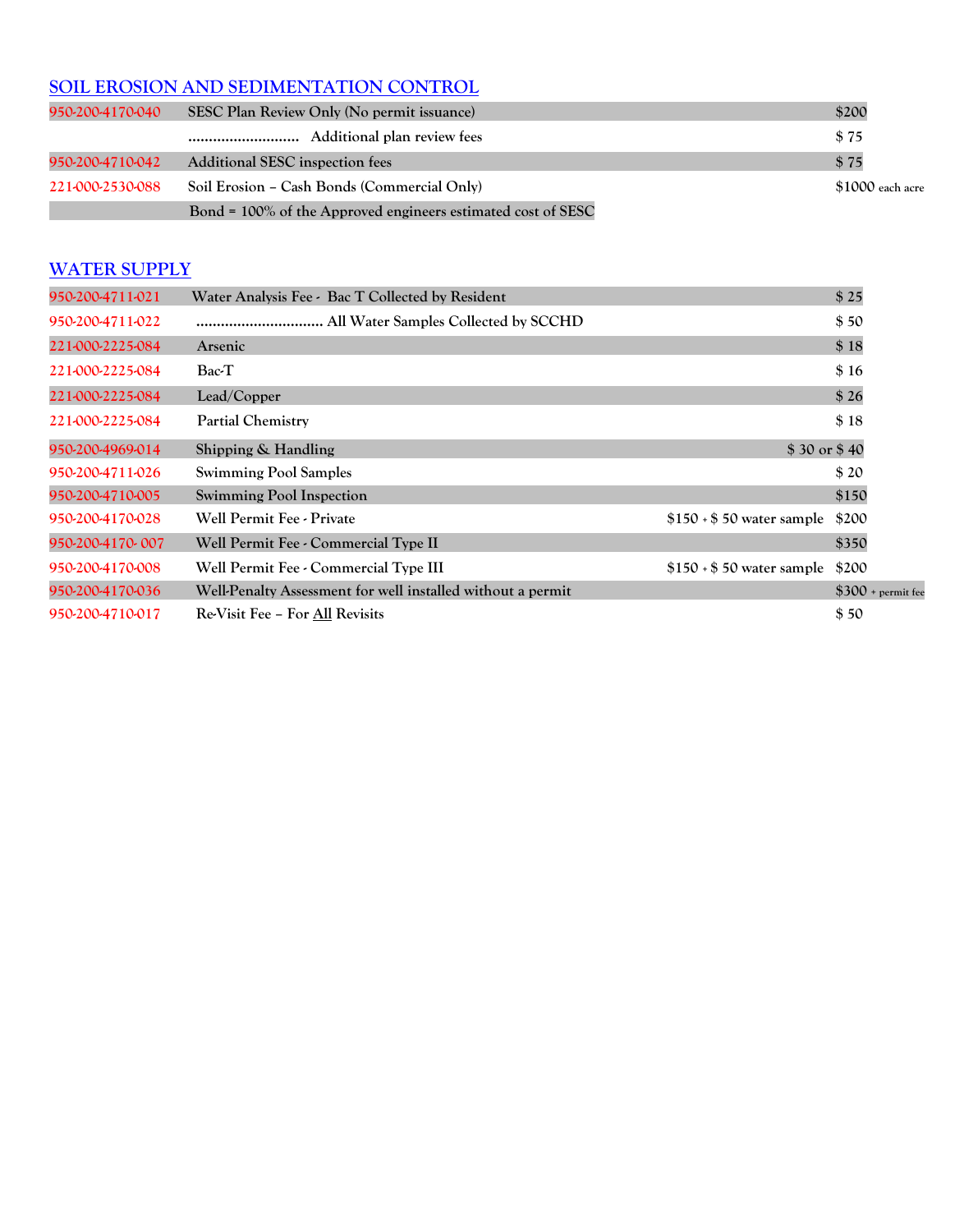## SOIL EROSION AND SEDIMENTATION CONTROL

| | | | |
|---|---|---|---|
| 950-200-4170-040 | SESC Plan Review Only (No permit issuance) | | $200 |
| | ......................... Additional plan review fees | | $ 75 |
| 950-200-4710-042 | Additional SESC inspection fees | | $ 75 |
| 221-000-2530-088 | Soil Erosion – Cash Bonds (Commercial Only) | | $1000 each acre |
| | Bond = 100% of the Approved engineers estimated cost of SESC | | |

## WATER SUPPLY

| | | | |
|---|---|---|---|
| 950-200-4711-021 | Water Analysis Fee - Bac T Collected by Resident | | $ 25 |
| 950-200-4711-022 | ............................. All Water Samples Collected by SCCHD | | $ 50 |
| 221-000-2225-084 | Arsenic | | $ 18 |
| 221-000-2225-084 | Bac-T | | $ 16 |
| 221-000-2225-084 | Lead/Copper | | $ 26 |
| 221-000-2225-084 | Partial Chemistry | | $ 18 |
| 950-200-4969-014 | Shipping & Handling | | $ 30 or $ 40 |
| 950-200-4711-026 | Swimming Pool Samples | | $ 20 |
| 950-200-4710-005 | Swimming Pool Inspection | | $150 |
| 950-200-4170-028 | Well Permit Fee - Private | $150 + $ 50 water sample | $200 |
| 950-200-4170- 007 | Well Permit Fee - Commercial Type II | | $350 |
| 950-200-4170-008 | Well Permit Fee - Commercial Type III | $150 + $ 50 water sample | $200 |
| 950-200-4170-036 | Well-Penalty Assessment for well installed without a permit | | $300 + permit fee |
| 950-200-4710-017 | Re-Visit Fee – For All Revisits | | $ 50 |